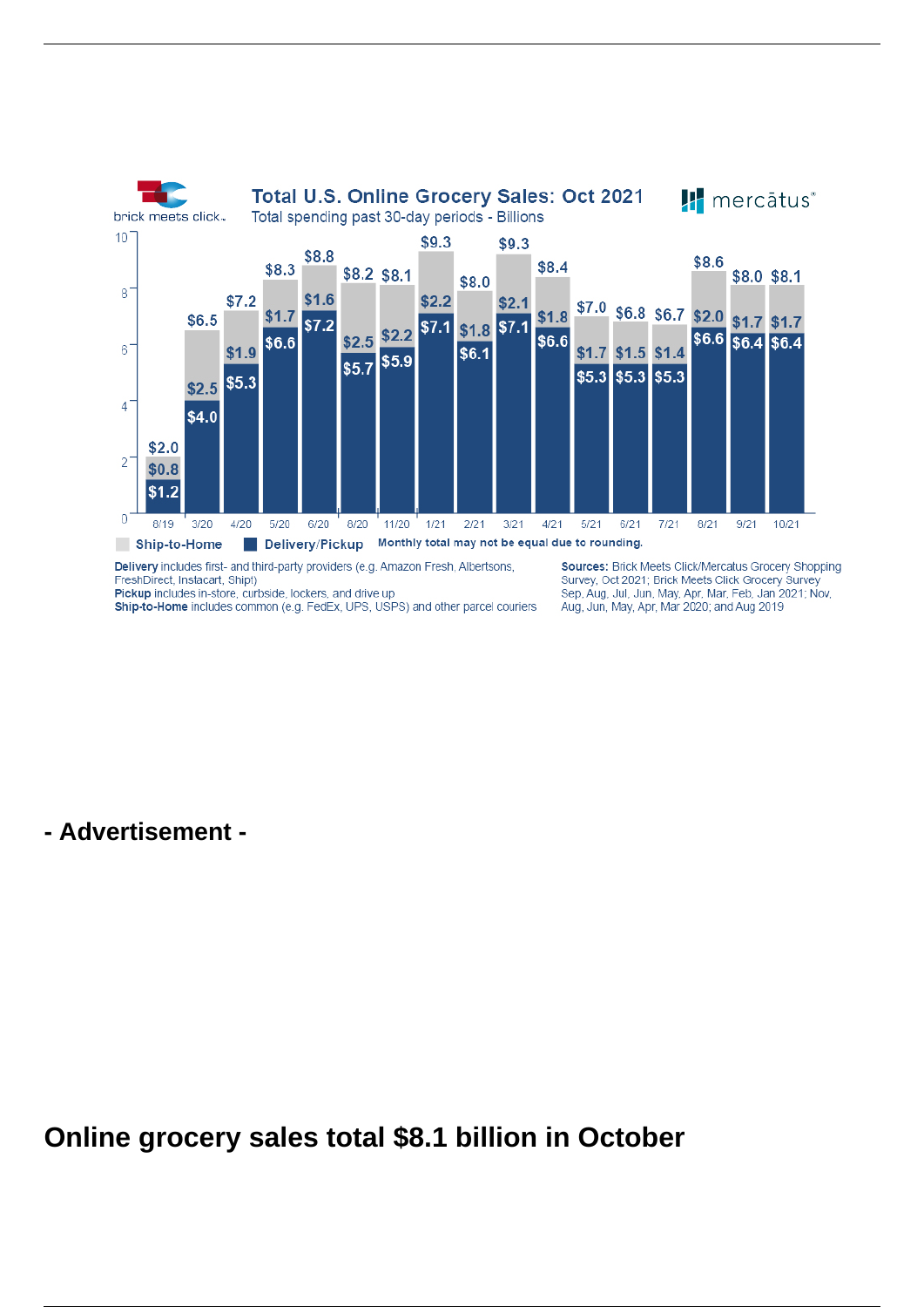**Total U.S. Online Grocery Sales: Oct 2021**

Total spending past 30-day periods - Billions

| Period | Total | Ship-to-Home | Delivery/Pickup |
|---|---|---|---|
| 8/19 | $2.0 | $0.8 | $1.2 |
| 3/20 | $6.5 | $2.5 | $4.0 |
| 4/20 | $7.2 | $1.9 | $5.3 |
| 5/20 | $8.3 | $1.7 | $6.6 |
| 6/20 | $8.8 | $1.6 | $7.2 |
| 8/20 | $8.2 | $2.5 | $5.7 |
| 11/20 | $8.1 | $2.2 | $5.9 |
| 1/21 | $9.3 | $2.2 | $7.1 |
| 2/21 | $8.0 | $1.8 | $6.1 |
| 3/21 | $9.3 | $2.1 | $7.1 |
| 4/21 | $8.4 | $1.8 | $6.6 |
| 5/21 | $7.0 | $1.7 | $5.3 |
| 6/21 | $6.8 | $1.5 | $5.3 |
| 7/21 | $6.7 | $1.4 | $5.3 |
| 8/21 | $8.6 | $2.0 | $6.6 |
| 9/21 | $8.0 | $1.7 | $6.4 |
| 10/21 | $8.1 | $1.7 | $6.4 |

Monthly total may not be equal due to rounding.

**Delivery** includes first- and third-party providers (e.g. Amazon Fresh, Albertsons, FreshDirect, Instacart, Shipt)
**Pickup** includes in-store, curbside, lockers, and drive up
**Ship-to-Home** includes common (e.g. FedEx, UPS, USPS) and other parcel couriers

**Sources:** Brick Meets Click/Mercatus Grocery Shopping Survey, Oct 2021; Brick Meets Click Grocery Survey Sep, Aug, Jul, Jun, May, Apr, Mar, Feb, Jan 2021; Nov, Aug, Jun, May, Apr, Mar 2020; and Aug 2019

**- Advertisement -**

# Online grocery sales total $8.1 billion in October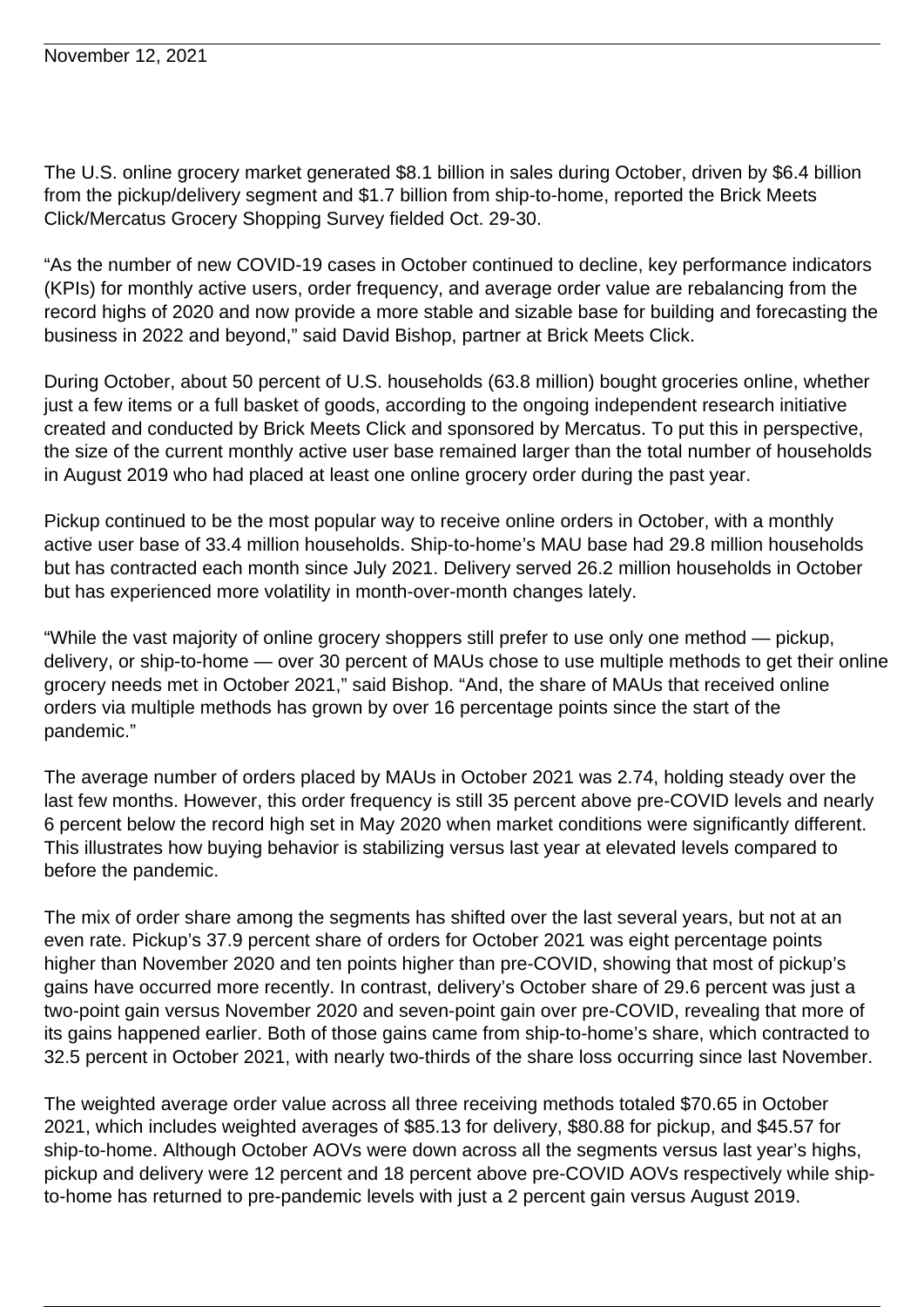November 12, 2021

The U.S. online grocery market generated $8.1 billion in sales during October, driven by $6.4 billion from the pickup/delivery segment and $1.7 billion from ship-to-home, reported the Brick Meets Click/Mercatus Grocery Shopping Survey fielded Oct. 29-30.

"As the number of new COVID-19 cases in October continued to decline, key performance indicators (KPIs) for monthly active users, order frequency, and average order value are rebalancing from the record highs of 2020 and now provide a more stable and sizable base for building and forecasting the business in 2022 and beyond," said David Bishop, partner at Brick Meets Click.

During October, about 50 percent of U.S. households (63.8 million) bought groceries online, whether just a few items or a full basket of goods, according to the ongoing independent research initiative created and conducted by Brick Meets Click and sponsored by Mercatus. To put this in perspective, the size of the current monthly active user base remained larger than the total number of households in August 2019 who had placed at least one online grocery order during the past year.

Pickup continued to be the most popular way to receive online orders in October, with a monthly active user base of 33.4 million households. Ship-to-home's MAU base had 29.8 million households but has contracted each month since July 2021. Delivery served 26.2 million households in October but has experienced more volatility in month-over-month changes lately.

"While the vast majority of online grocery shoppers still prefer to use only one method — pickup, delivery, or ship-to-home — over 30 percent of MAUs chose to use multiple methods to get their online grocery needs met in October 2021," said Bishop. "And, the share of MAUs that received online orders via multiple methods has grown by over 16 percentage points since the start of the pandemic."

The average number of orders placed by MAUs in October 2021 was 2.74, holding steady over the last few months. However, this order frequency is still 35 percent above pre-COVID levels and nearly 6 percent below the record high set in May 2020 when market conditions were significantly different. This illustrates how buying behavior is stabilizing versus last year at elevated levels compared to before the pandemic.

The mix of order share among the segments has shifted over the last several years, but not at an even rate. Pickup's 37.9 percent share of orders for October 2021 was eight percentage points higher than November 2020 and ten points higher than pre-COVID, showing that most of pickup's gains have occurred more recently. In contrast, delivery's October share of 29.6 percent was just a two-point gain versus November 2020 and seven-point gain over pre-COVID, revealing that more of its gains happened earlier. Both of those gains came from ship-to-home's share, which contracted to 32.5 percent in October 2021, with nearly two-thirds of the share loss occurring since last November.

The weighted average order value across all three receiving methods totaled $70.65 in October 2021, which includes weighted averages of $85.13 for delivery, $80.88 for pickup, and $45.57 for ship-to-home. Although October AOVs were down across all the segments versus last year's highs, pickup and delivery were 12 percent and 18 percent above pre-COVID AOVs respectively while ship-to-home has returned to pre-pandemic levels with just a 2 percent gain versus August 2019.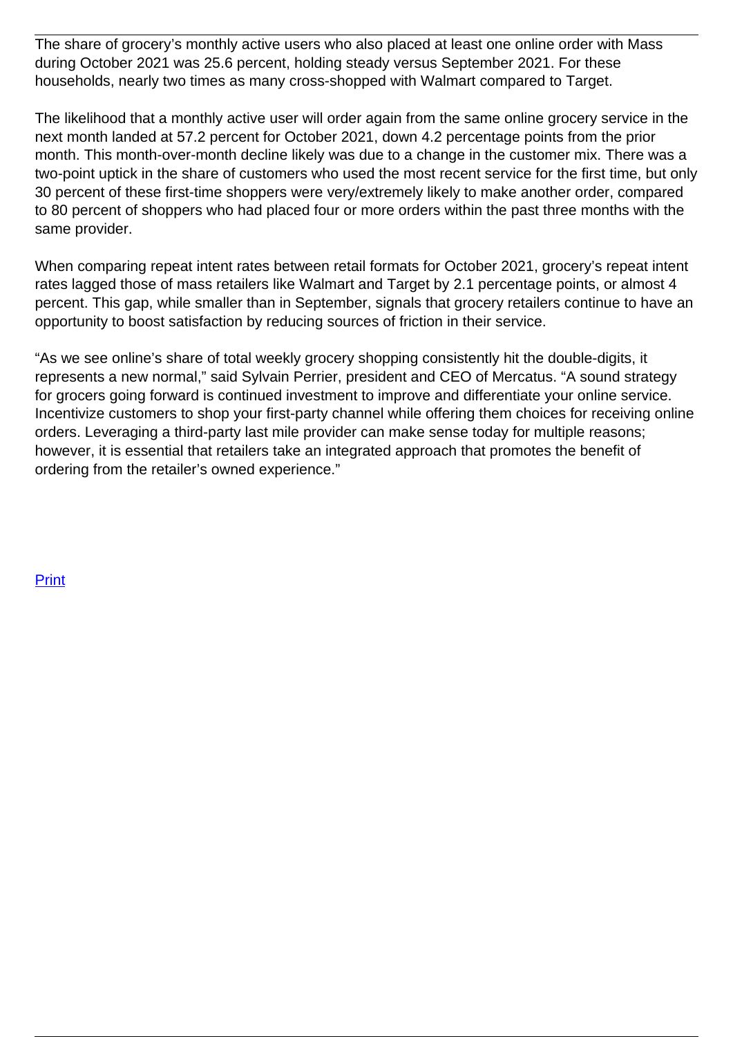The share of grocery's monthly active users who also placed at least one online order with Mass during October 2021 was 25.6 percent, holding steady versus September 2021. For these households, nearly two times as many cross-shopped with Walmart compared to Target.

The likelihood that a monthly active user will order again from the same online grocery service in the next month landed at 57.2 percent for October 2021, down 4.2 percentage points from the prior month. This month-over-month decline likely was due to a change in the customer mix. There was a two-point uptick in the share of customers who used the most recent service for the first time, but only 30 percent of these first-time shoppers were very/extremely likely to make another order, compared to 80 percent of shoppers who had placed four or more orders within the past three months with the same provider.

When comparing repeat intent rates between retail formats for October 2021, grocery's repeat intent rates lagged those of mass retailers like Walmart and Target by 2.1 percentage points, or almost 4 percent. This gap, while smaller than in September, signals that grocery retailers continue to have an opportunity to boost satisfaction by reducing sources of friction in their service.

"As we see online's share of total weekly grocery shopping consistently hit the double-digits, it represents a new normal," said Sylvain Perrier, president and CEO of Mercatus. "A sound strategy for grocers going forward is continued investment to improve and differentiate your online service. Incentivize customers to shop your first-party channel while offering them choices for receiving online orders. Leveraging a third-party last mile provider can make sense today for multiple reasons; however, it is essential that retailers take an integrated approach that promotes the benefit of ordering from the retailer's owned experience."

Print